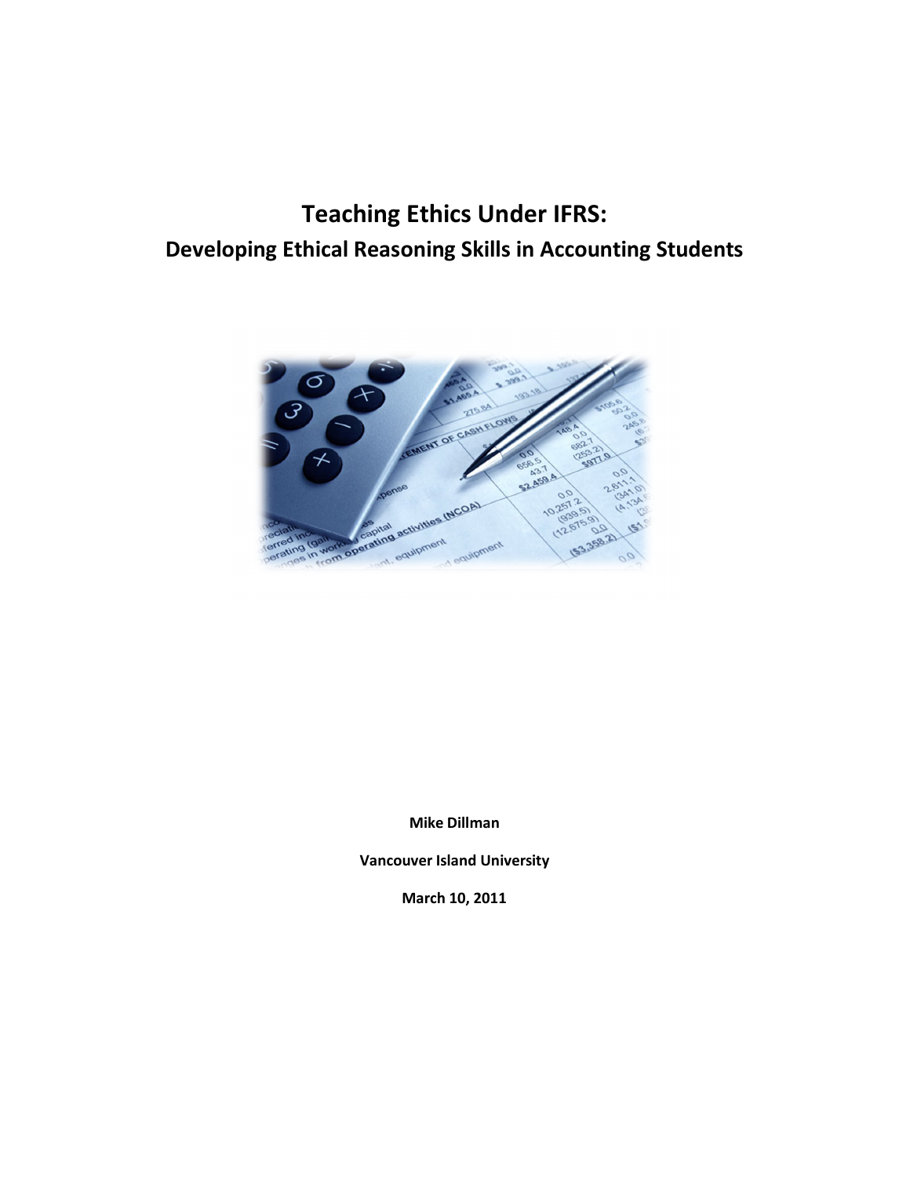# Teaching Ethics Under IFRS:

## Developing Ethical Reasoning Skills in Accounting Students

**Mike Dillman**

**Vancouver Island University**

**March 10, 2011**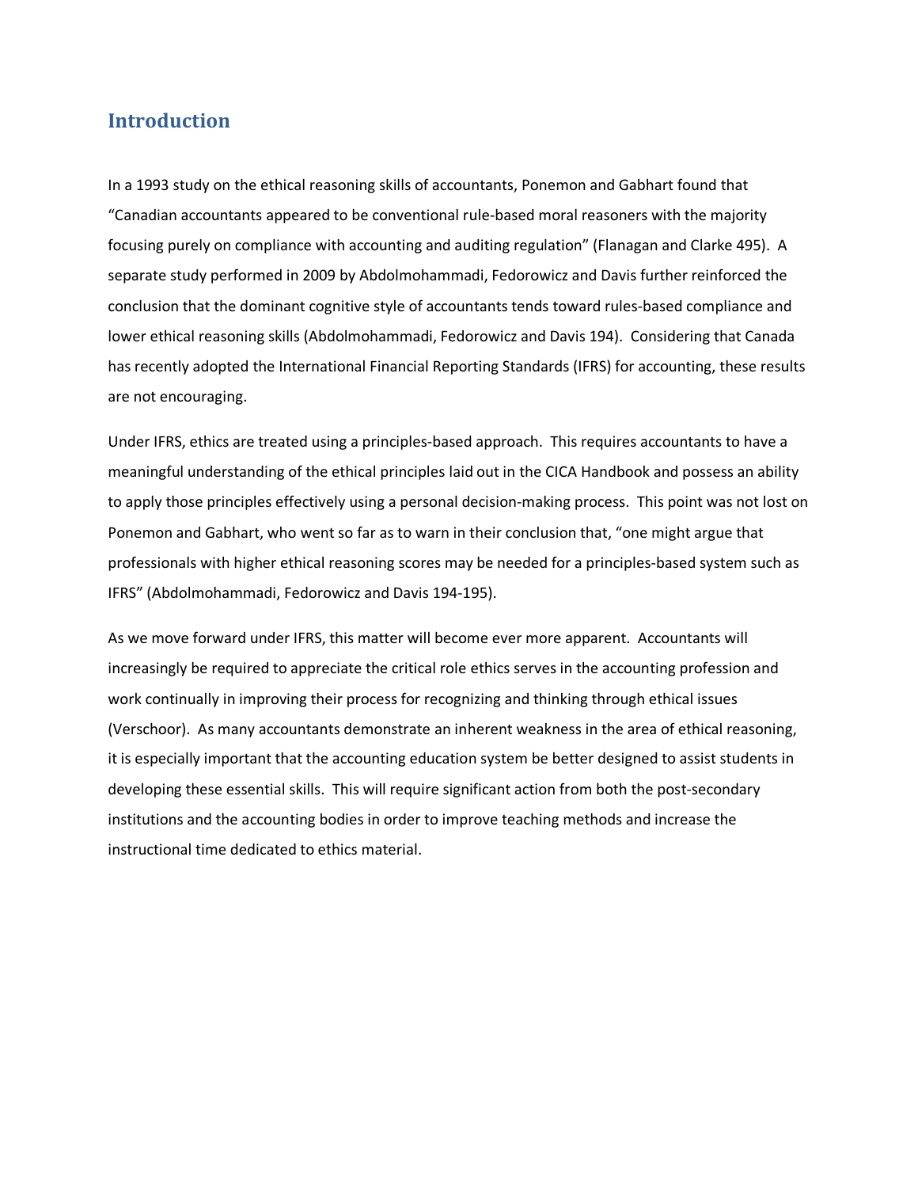## Introduction

In a 1993 study on the ethical reasoning skills of accountants, Ponemon and Gabhart found that "Canadian accountants appeared to be conventional rule-based moral reasoners with the majority focusing purely on compliance with accounting and auditing regulation" (Flanagan and Clarke 495). A separate study performed in 2009 by Abdolmohammadi, Fedorowicz and Davis further reinforced the conclusion that the dominant cognitive style of accountants tends toward rules-based compliance and lower ethical reasoning skills (Abdolmohammadi, Fedorowicz and Davis 194). Considering that Canada has recently adopted the International Financial Reporting Standards (IFRS) for accounting, these results are not encouraging.

Under IFRS, ethics are treated using a principles-based approach. This requires accountants to have a meaningful understanding of the ethical principles laid out in the CICA Handbook and possess an ability to apply those principles effectively using a personal decision-making process. This point was not lost on Ponemon and Gabhart, who went so far as to warn in their conclusion that, "one might argue that professionals with higher ethical reasoning scores may be needed for a principles-based system such as IFRS" (Abdolmohammadi, Fedorowicz and Davis 194-195).

As we move forward under IFRS, this matter will become ever more apparent. Accountants will increasingly be required to appreciate the critical role ethics serves in the accounting profession and work continually in improving their process for recognizing and thinking through ethical issues (Verschoor). As many accountants demonstrate an inherent weakness in the area of ethical reasoning, it is especially important that the accounting education system be better designed to assist students in developing these essential skills. This will require significant action from both the post-secondary institutions and the accounting bodies in order to improve teaching methods and increase the instructional time dedicated to ethics material.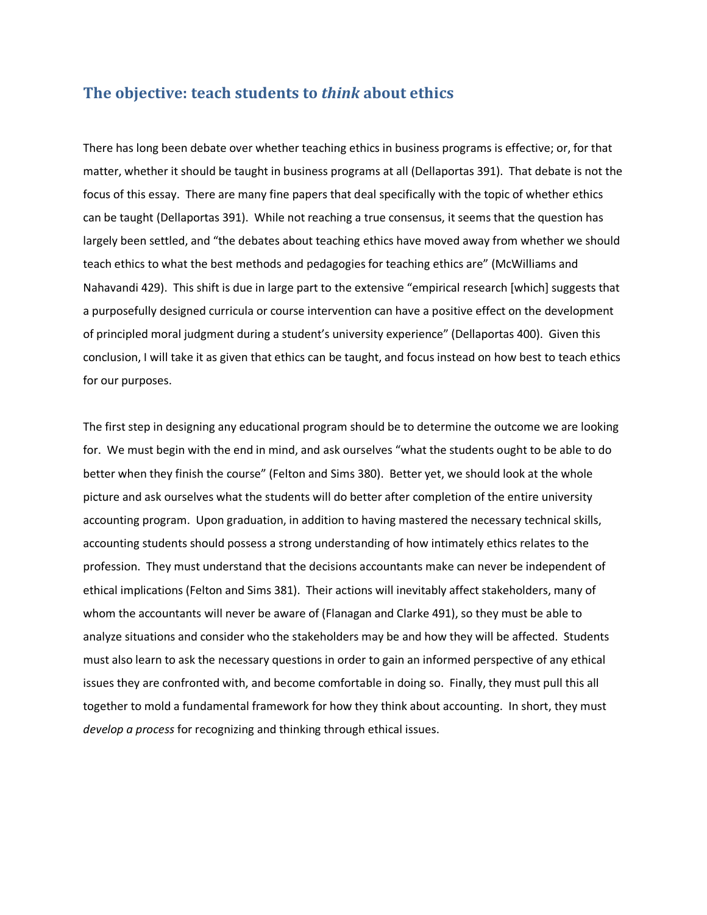## The objective: teach students to *think* about ethics

There has long been debate over whether teaching ethics in business programs is effective; or, for that matter, whether it should be taught in business programs at all (Dellaportas 391). That debate is not the focus of this essay. There are many fine papers that deal specifically with the topic of whether ethics can be taught (Dellaportas 391). While not reaching a true consensus, it seems that the question has largely been settled, and "the debates about teaching ethics have moved away from whether we should teach ethics to what the best methods and pedagogies for teaching ethics are" (McWilliams and Nahavandi 429). This shift is due in large part to the extensive "empirical research [which] suggests that a purposefully designed curricula or course intervention can have a positive effect on the development of principled moral judgment during a student's university experience" (Dellaportas 400). Given this conclusion, I will take it as given that ethics can be taught, and focus instead on how best to teach ethics for our purposes.

The first step in designing any educational program should be to determine the outcome we are looking for. We must begin with the end in mind, and ask ourselves "what the students ought to be able to do better when they finish the course" (Felton and Sims 380). Better yet, we should look at the whole picture and ask ourselves what the students will do better after completion of the entire university accounting program. Upon graduation, in addition to having mastered the necessary technical skills, accounting students should possess a strong understanding of how intimately ethics relates to the profession. They must understand that the decisions accountants make can never be independent of ethical implications (Felton and Sims 381). Their actions will inevitably affect stakeholders, many of whom the accountants will never be aware of (Flanagan and Clarke 491), so they must be able to analyze situations and consider who the stakeholders may be and how they will be affected. Students must also learn to ask the necessary questions in order to gain an informed perspective of any ethical issues they are confronted with, and become comfortable in doing so. Finally, they must pull this all together to mold a fundamental framework for how they think about accounting. In short, they must *develop a process* for recognizing and thinking through ethical issues.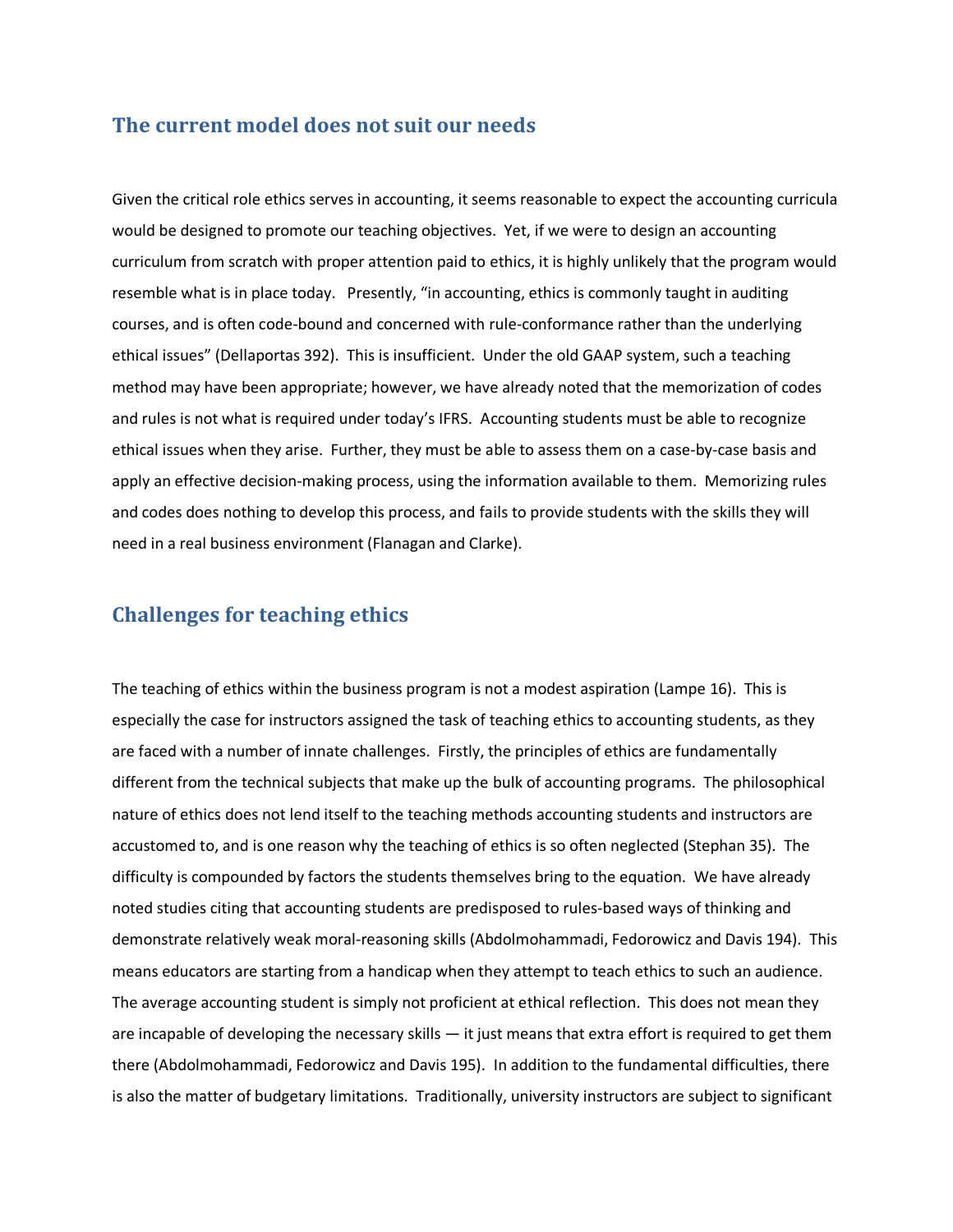## The current model does not suit our needs

Given the critical role ethics serves in accounting, it seems reasonable to expect the accounting curricula would be designed to promote our teaching objectives. Yet, if we were to design an accounting curriculum from scratch with proper attention paid to ethics, it is highly unlikely that the program would resemble what is in place today. Presently, "in accounting, ethics is commonly taught in auditing courses, and is often code-bound and concerned with rule-conformance rather than the underlying ethical issues" (Dellaportas 392). This is insufficient. Under the old GAAP system, such a teaching method may have been appropriate; however, we have already noted that the memorization of codes and rules is not what is required under today's IFRS. Accounting students must be able to recognize ethical issues when they arise. Further, they must be able to assess them on a case-by-case basis and apply an effective decision-making process, using the information available to them. Memorizing rules and codes does nothing to develop this process, and fails to provide students with the skills they will need in a real business environment (Flanagan and Clarke).

## Challenges for teaching ethics

The teaching of ethics within the business program is not a modest aspiration (Lampe 16). This is especially the case for instructors assigned the task of teaching ethics to accounting students, as they are faced with a number of innate challenges. Firstly, the principles of ethics are fundamentally different from the technical subjects that make up the bulk of accounting programs. The philosophical nature of ethics does not lend itself to the teaching methods accounting students and instructors are accustomed to, and is one reason why the teaching of ethics is so often neglected (Stephan 35). The difficulty is compounded by factors the students themselves bring to the equation. We have already noted studies citing that accounting students are predisposed to rules-based ways of thinking and demonstrate relatively weak moral-reasoning skills (Abdolmohammadi, Fedorowicz and Davis 194). This means educators are starting from a handicap when they attempt to teach ethics to such an audience. The average accounting student is simply not proficient at ethical reflection. This does not mean they are incapable of developing the necessary skills — it just means that extra effort is required to get them there (Abdolmohammadi, Fedorowicz and Davis 195). In addition to the fundamental difficulties, there is also the matter of budgetary limitations. Traditionally, university instructors are subject to significant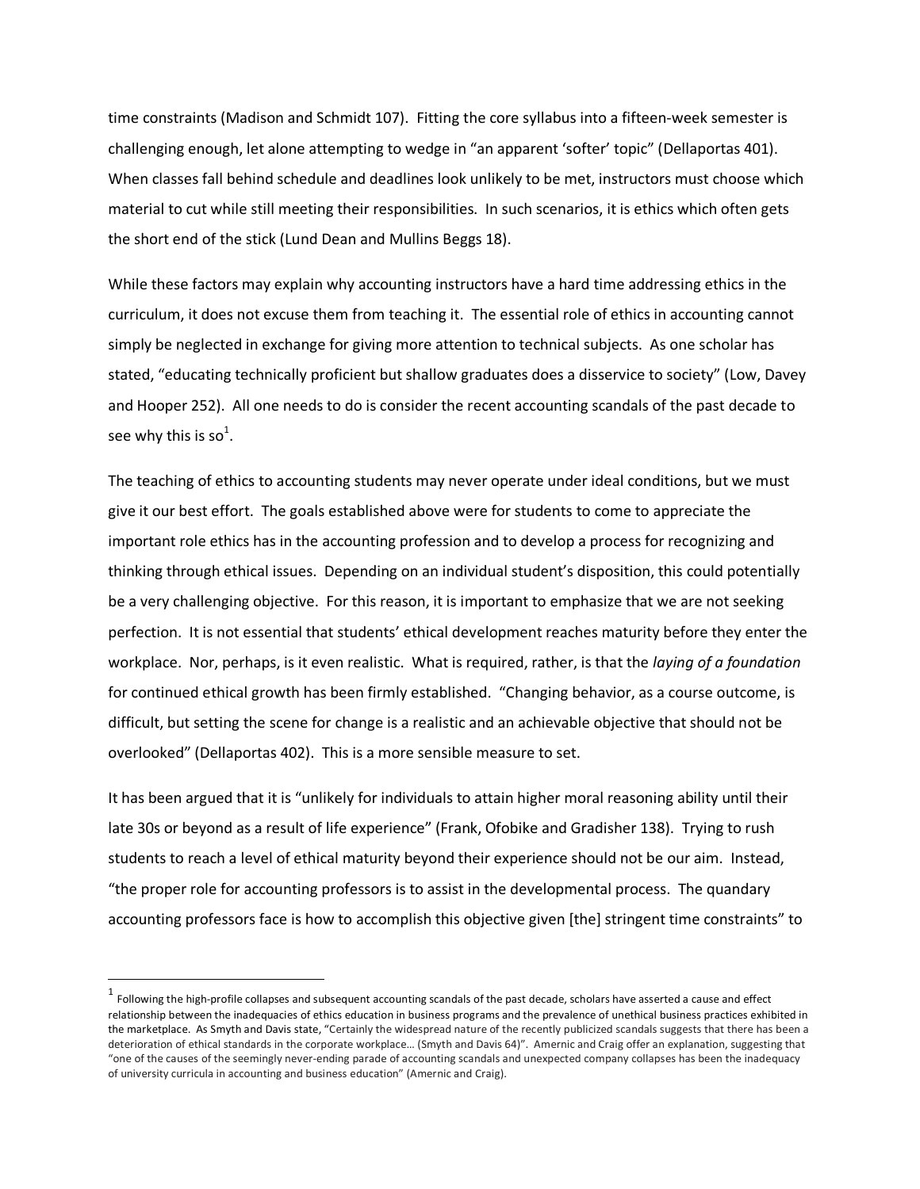time constraints (Madison and Schmidt 107). Fitting the core syllabus into a fifteen-week semester is challenging enough, let alone attempting to wedge in "an apparent 'softer' topic" (Dellaportas 401). When classes fall behind schedule and deadlines look unlikely to be met, instructors must choose which material to cut while still meeting their responsibilities. In such scenarios, it is ethics which often gets the short end of the stick (Lund Dean and Mullins Beggs 18).

While these factors may explain why accounting instructors have a hard time addressing ethics in the curriculum, it does not excuse them from teaching it. The essential role of ethics in accounting cannot simply be neglected in exchange for giving more attention to technical subjects. As one scholar has stated, "educating technically proficient but shallow graduates does a disservice to society" (Low, Davey and Hooper 252). All one needs to do is consider the recent accounting scandals of the past decade to see why this is so[1].

The teaching of ethics to accounting students may never operate under ideal conditions, but we must give it our best effort. The goals established above were for students to come to appreciate the important role ethics has in the accounting profession and to develop a process for recognizing and thinking through ethical issues. Depending on an individual student's disposition, this could potentially be a very challenging objective. For this reason, it is important to emphasize that we are not seeking perfection. It is not essential that students' ethical development reaches maturity before they enter the workplace. Nor, perhaps, is it even realistic. What is required, rather, is that the *laying of a foundation* for continued ethical growth has been firmly established. "Changing behavior, as a course outcome, is difficult, but setting the scene for change is a realistic and an achievable objective that should not be overlooked" (Dellaportas 402). This is a more sensible measure to set.

It has been argued that it is "unlikely for individuals to attain higher moral reasoning ability until their late 30s or beyond as a result of life experience" (Frank, Ofobike and Gradisher 138). Trying to rush students to reach a level of ethical maturity beyond their experience should not be our aim. Instead, "the proper role for accounting professors is to assist in the developmental process. The quandary accounting professors face is how to accomplish this objective given [the] stringent time constraints" to

---

[1] Following the high-profile collapses and subsequent accounting scandals of the past decade, scholars have asserted a cause and effect relationship between the inadequacies of ethics education in business programs and the prevalence of unethical business practices exhibited in the marketplace. As Smyth and Davis state, "Certainly the widespread nature of the recently publicized scandals suggests that there has been a deterioration of ethical standards in the corporate workplace… (Smyth and Davis 64)". Amernic and Craig offer an explanation, suggesting that "one of the causes of the seemingly never-ending parade of accounting scandals and unexpected company collapses has been the inadequacy of university curricula in accounting and business education" (Amernic and Craig).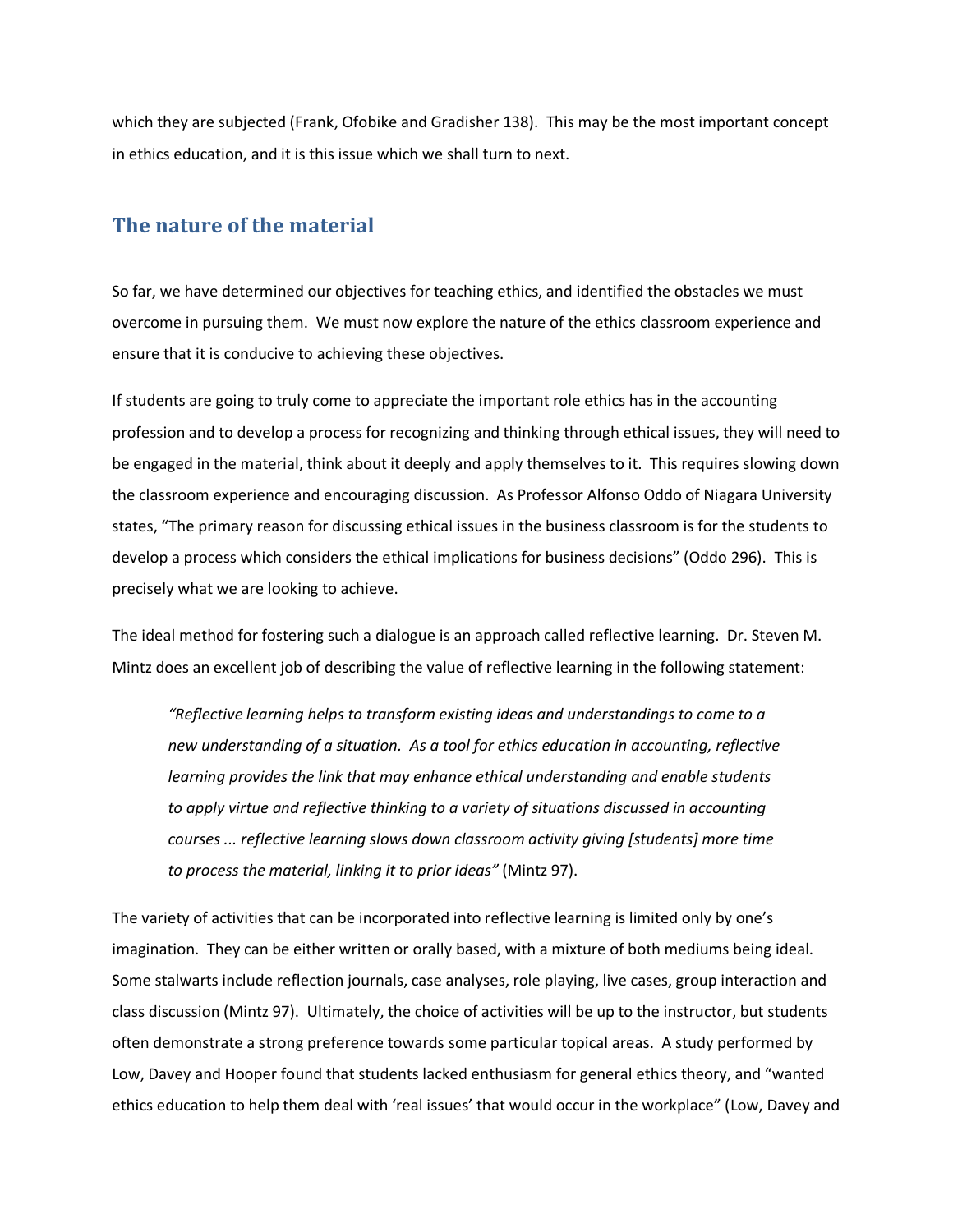which they are subjected (Frank, Ofobike and Gradisher 138). This may be the most important concept in ethics education, and it is this issue which we shall turn to next.

## The nature of the material

So far, we have determined our objectives for teaching ethics, and identified the obstacles we must overcome in pursuing them. We must now explore the nature of the ethics classroom experience and ensure that it is conducive to achieving these objectives.

If students are going to truly come to appreciate the important role ethics has in the accounting profession and to develop a process for recognizing and thinking through ethical issues, they will need to be engaged in the material, think about it deeply and apply themselves to it. This requires slowing down the classroom experience and encouraging discussion. As Professor Alfonso Oddo of Niagara University states, "The primary reason for discussing ethical issues in the business classroom is for the students to develop a process which considers the ethical implications for business decisions" (Oddo 296). This is precisely what we are looking to achieve.

The ideal method for fostering such a dialogue is an approach called reflective learning. Dr. Steven M. Mintz does an excellent job of describing the value of reflective learning in the following statement:

> *"Reflective learning helps to transform existing ideas and understandings to come to a new understanding of a situation. As a tool for ethics education in accounting, reflective learning provides the link that may enhance ethical understanding and enable students to apply virtue and reflective thinking to a variety of situations discussed in accounting courses ... reflective learning slows down classroom activity giving [students] more time to process the material, linking it to prior ideas"* (Mintz 97).

The variety of activities that can be incorporated into reflective learning is limited only by one's imagination. They can be either written or orally based, with a mixture of both mediums being ideal. Some stalwarts include reflection journals, case analyses, role playing, live cases, group interaction and class discussion (Mintz 97). Ultimately, the choice of activities will be up to the instructor, but students often demonstrate a strong preference towards some particular topical areas. A study performed by Low, Davey and Hooper found that students lacked enthusiasm for general ethics theory, and "wanted ethics education to help them deal with 'real issues' that would occur in the workplace" (Low, Davey and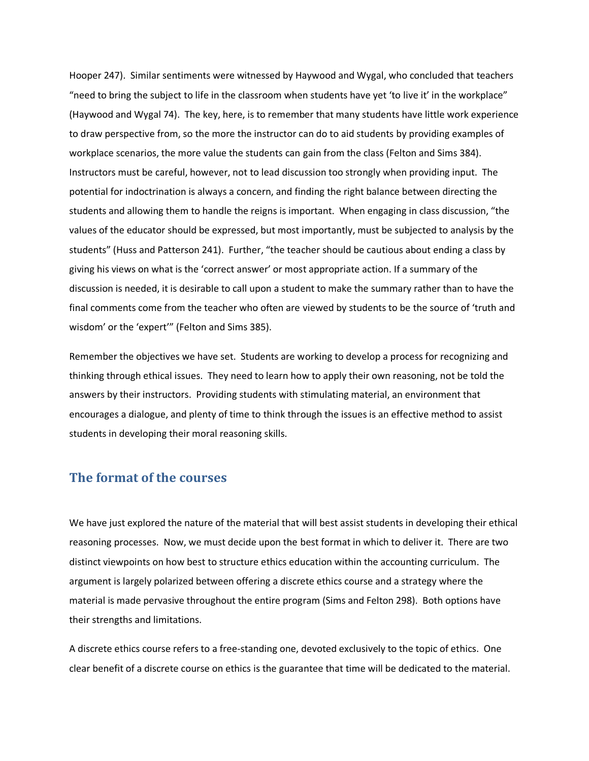Hooper 247). Similar sentiments were witnessed by Haywood and Wygal, who concluded that teachers "need to bring the subject to life in the classroom when students have yet 'to live it' in the workplace" (Haywood and Wygal 74). The key, here, is to remember that many students have little work experience to draw perspective from, so the more the instructor can do to aid students by providing examples of workplace scenarios, the more value the students can gain from the class (Felton and Sims 384). Instructors must be careful, however, not to lead discussion too strongly when providing input. The potential for indoctrination is always a concern, and finding the right balance between directing the students and allowing them to handle the reigns is important. When engaging in class discussion, "the values of the educator should be expressed, but most importantly, must be subjected to analysis by the students" (Huss and Patterson 241). Further, "the teacher should be cautious about ending a class by giving his views on what is the 'correct answer' or most appropriate action. If a summary of the discussion is needed, it is desirable to call upon a student to make the summary rather than to have the final comments come from the teacher who often are viewed by students to be the source of 'truth and wisdom' or the 'expert'" (Felton and Sims 385).

Remember the objectives we have set. Students are working to develop a process for recognizing and thinking through ethical issues. They need to learn how to apply their own reasoning, not be told the answers by their instructors. Providing students with stimulating material, an environment that encourages a dialogue, and plenty of time to think through the issues is an effective method to assist students in developing their moral reasoning skills.

## The format of the courses

We have just explored the nature of the material that will best assist students in developing their ethical reasoning processes. Now, we must decide upon the best format in which to deliver it. There are two distinct viewpoints on how best to structure ethics education within the accounting curriculum. The argument is largely polarized between offering a discrete ethics course and a strategy where the material is made pervasive throughout the entire program (Sims and Felton 298). Both options have their strengths and limitations.

A discrete ethics course refers to a free-standing one, devoted exclusively to the topic of ethics. One clear benefit of a discrete course on ethics is the guarantee that time will be dedicated to the material.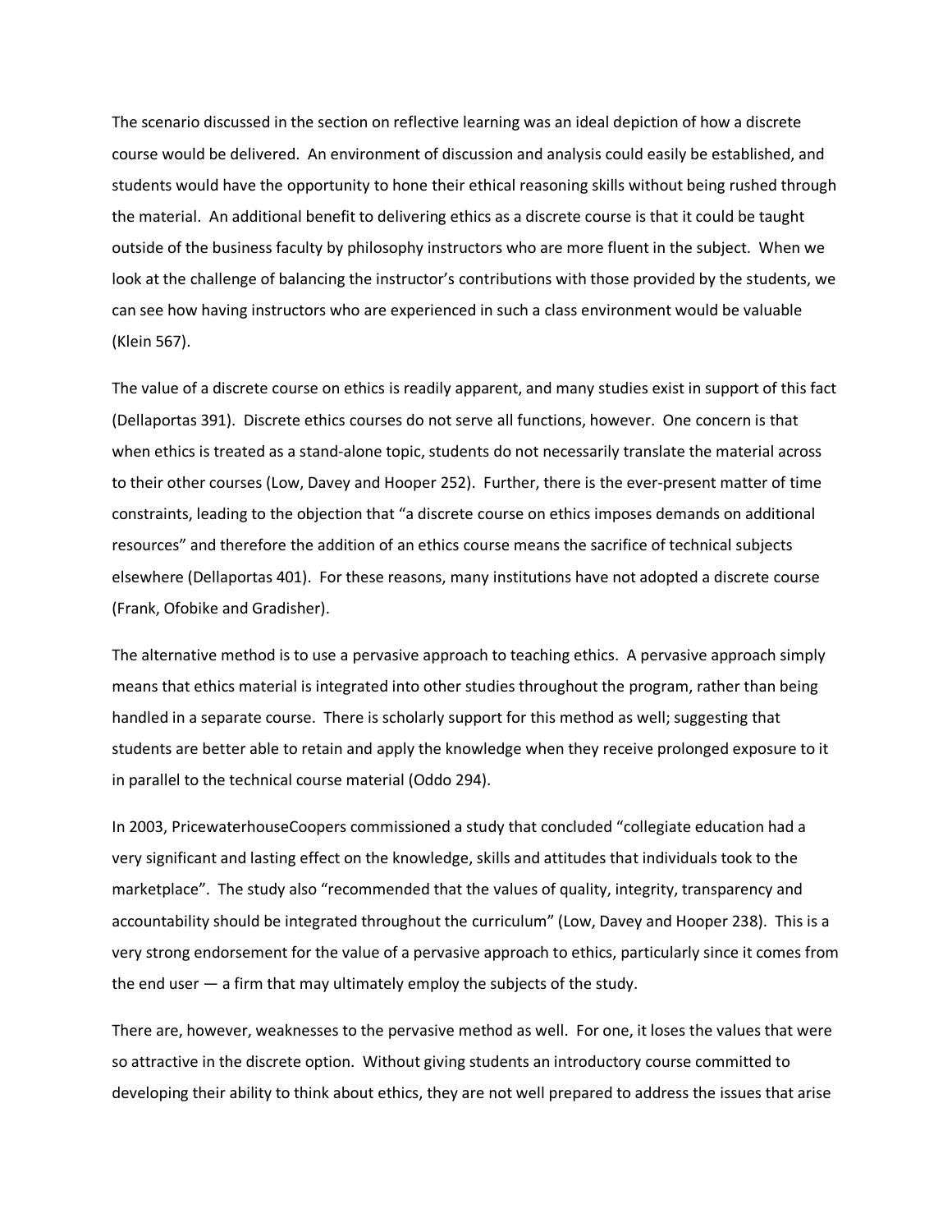The scenario discussed in the section on reflective learning was an ideal depiction of how a discrete course would be delivered. An environment of discussion and analysis could easily be established, and students would have the opportunity to hone their ethical reasoning skills without being rushed through the material. An additional benefit to delivering ethics as a discrete course is that it could be taught outside of the business faculty by philosophy instructors who are more fluent in the subject. When we look at the challenge of balancing the instructor's contributions with those provided by the students, we can see how having instructors who are experienced in such a class environment would be valuable (Klein 567).

The value of a discrete course on ethics is readily apparent, and many studies exist in support of this fact (Dellaportas 391). Discrete ethics courses do not serve all functions, however. One concern is that when ethics is treated as a stand-alone topic, students do not necessarily translate the material across to their other courses (Low, Davey and Hooper 252). Further, there is the ever-present matter of time constraints, leading to the objection that "a discrete course on ethics imposes demands on additional resources" and therefore the addition of an ethics course means the sacrifice of technical subjects elsewhere (Dellaportas 401). For these reasons, many institutions have not adopted a discrete course (Frank, Ofobike and Gradisher).

The alternative method is to use a pervasive approach to teaching ethics. A pervasive approach simply means that ethics material is integrated into other studies throughout the program, rather than being handled in a separate course. There is scholarly support for this method as well; suggesting that students are better able to retain and apply the knowledge when they receive prolonged exposure to it in parallel to the technical course material (Oddo 294).

In 2003, PricewaterhouseCoopers commissioned a study that concluded "collegiate education had a very significant and lasting effect on the knowledge, skills and attitudes that individuals took to the marketplace". The study also "recommended that the values of quality, integrity, transparency and accountability should be integrated throughout the curriculum" (Low, Davey and Hooper 238). This is a very strong endorsement for the value of a pervasive approach to ethics, particularly since it comes from the end user — a firm that may ultimately employ the subjects of the study.

There are, however, weaknesses to the pervasive method as well. For one, it loses the values that were so attractive in the discrete option. Without giving students an introductory course committed to developing their ability to think about ethics, they are not well prepared to address the issues that arise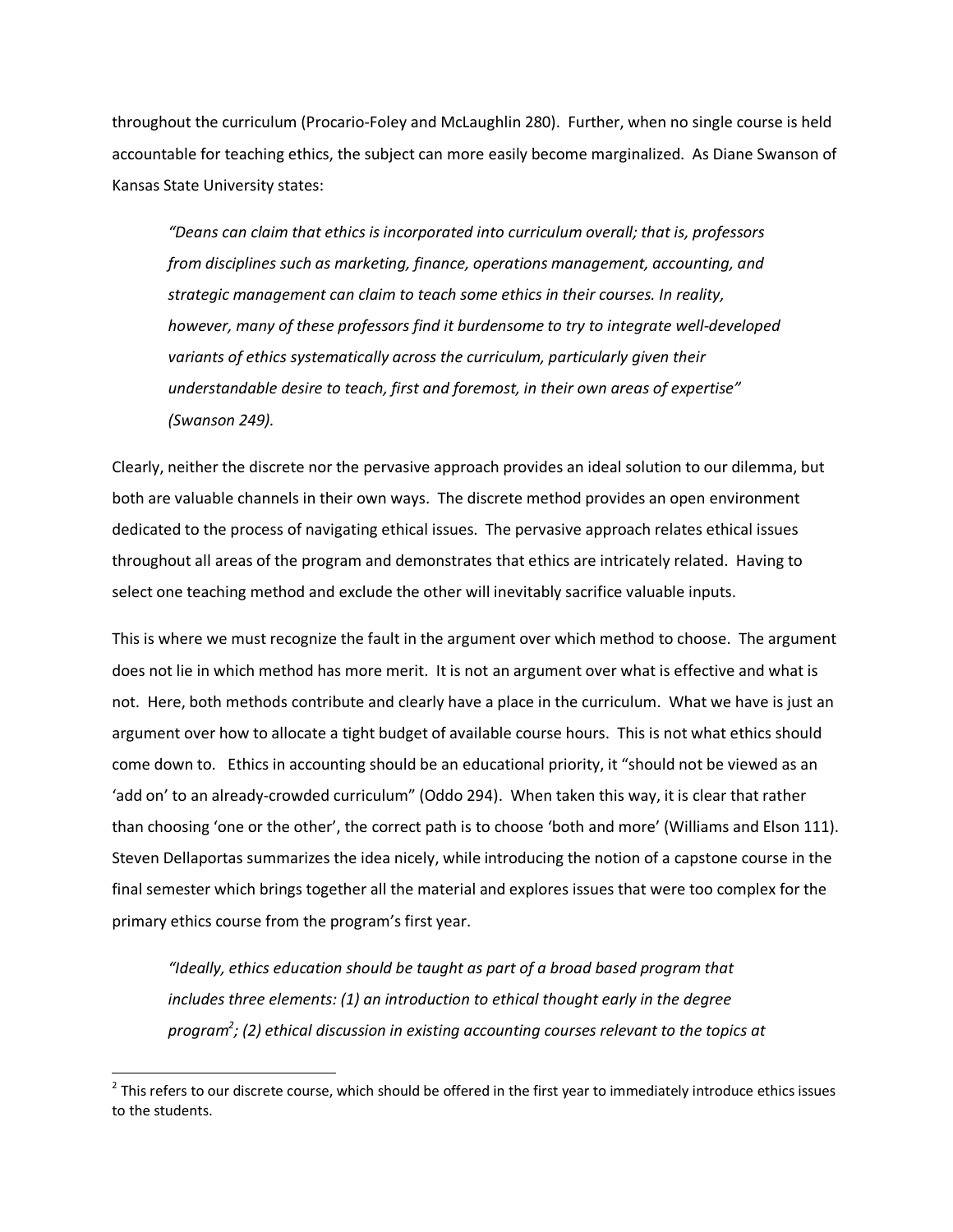throughout the curriculum (Procario-Foley and McLaughlin 280). Further, when no single course is held accountable for teaching ethics, the subject can more easily become marginalized. As Diane Swanson of Kansas State University states:

> *"Deans can claim that ethics is incorporated into curriculum overall; that is, professors from disciplines such as marketing, finance, operations management, accounting, and strategic management can claim to teach some ethics in their courses. In reality, however, many of these professors find it burdensome to try to integrate well-developed variants of ethics systematically across the curriculum, particularly given their understandable desire to teach, first and foremost, in their own areas of expertise" (Swanson 249).*

Clearly, neither the discrete nor the pervasive approach provides an ideal solution to our dilemma, but both are valuable channels in their own ways. The discrete method provides an open environment dedicated to the process of navigating ethical issues. The pervasive approach relates ethical issues throughout all areas of the program and demonstrates that ethics are intricately related. Having to select one teaching method and exclude the other will inevitably sacrifice valuable inputs.

This is where we must recognize the fault in the argument over which method to choose. The argument does not lie in which method has more merit. It is not an argument over what is effective and what is not. Here, both methods contribute and clearly have a place in the curriculum. What we have is just an argument over how to allocate a tight budget of available course hours. This is not what ethics should come down to. Ethics in accounting should be an educational priority, it "should not be viewed as an 'add on' to an already-crowded curriculum" (Oddo 294). When taken this way, it is clear that rather than choosing 'one or the other', the correct path is to choose 'both and more' (Williams and Elson 111). Steven Dellaportas summarizes the idea nicely, while introducing the notion of a capstone course in the final semester which brings together all the material and explores issues that were too complex for the primary ethics course from the program's first year.

> *"Ideally, ethics education should be taught as part of a broad based program that includes three elements: (1) an introduction to ethical thought early in the degree program[2]; (2) ethical discussion in existing accounting courses relevant to the topics at*

[2] This refers to our discrete course, which should be offered in the first year to immediately introduce ethics issues to the students.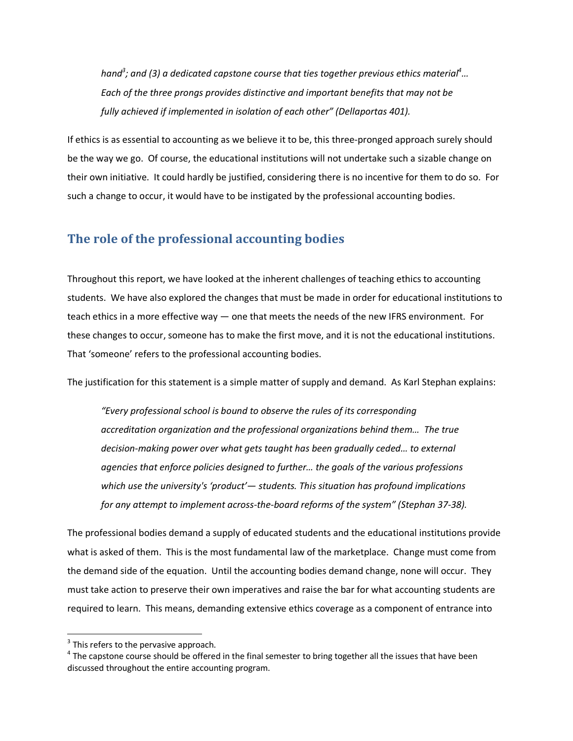*hand*[3]*; and (3) a dedicated capstone course that ties together previous ethics material*[4]*… Each of the three prongs provides distinctive and important benefits that may not be fully achieved if implemented in isolation of each other" (Dellaportas 401).*

If ethics is as essential to accounting as we believe it to be, this three-pronged approach surely should be the way we go. Of course, the educational institutions will not undertake such a sizable change on their own initiative. It could hardly be justified, considering there is no incentive for them to do so. For such a change to occur, it would have to be instigated by the professional accounting bodies.

## The role of the professional accounting bodies

Throughout this report, we have looked at the inherent challenges of teaching ethics to accounting students. We have also explored the changes that must be made in order for educational institutions to teach ethics in a more effective way — one that meets the needs of the new IFRS environment. For these changes to occur, someone has to make the first move, and it is not the educational institutions. That 'someone' refers to the professional accounting bodies.

The justification for this statement is a simple matter of supply and demand. As Karl Stephan explains:

> *"Every professional school is bound to observe the rules of its corresponding accreditation organization and the professional organizations behind them… The true decision-making power over what gets taught has been gradually ceded… to external agencies that enforce policies designed to further… the goals of the various professions which use the university's 'product'— students. This situation has profound implications for any attempt to implement across-the-board reforms of the system" (Stephan 37-38).*

The professional bodies demand a supply of educated students and the educational institutions provide what is asked of them. This is the most fundamental law of the marketplace. Change must come from the demand side of the equation. Until the accounting bodies demand change, none will occur. They must take action to preserve their own imperatives and raise the bar for what accounting students are required to learn. This means, demanding extensive ethics coverage as a component of entrance into

---

[3] This refers to the pervasive approach.

[4] The capstone course should be offered in the final semester to bring together all the issues that have been discussed throughout the entire accounting program.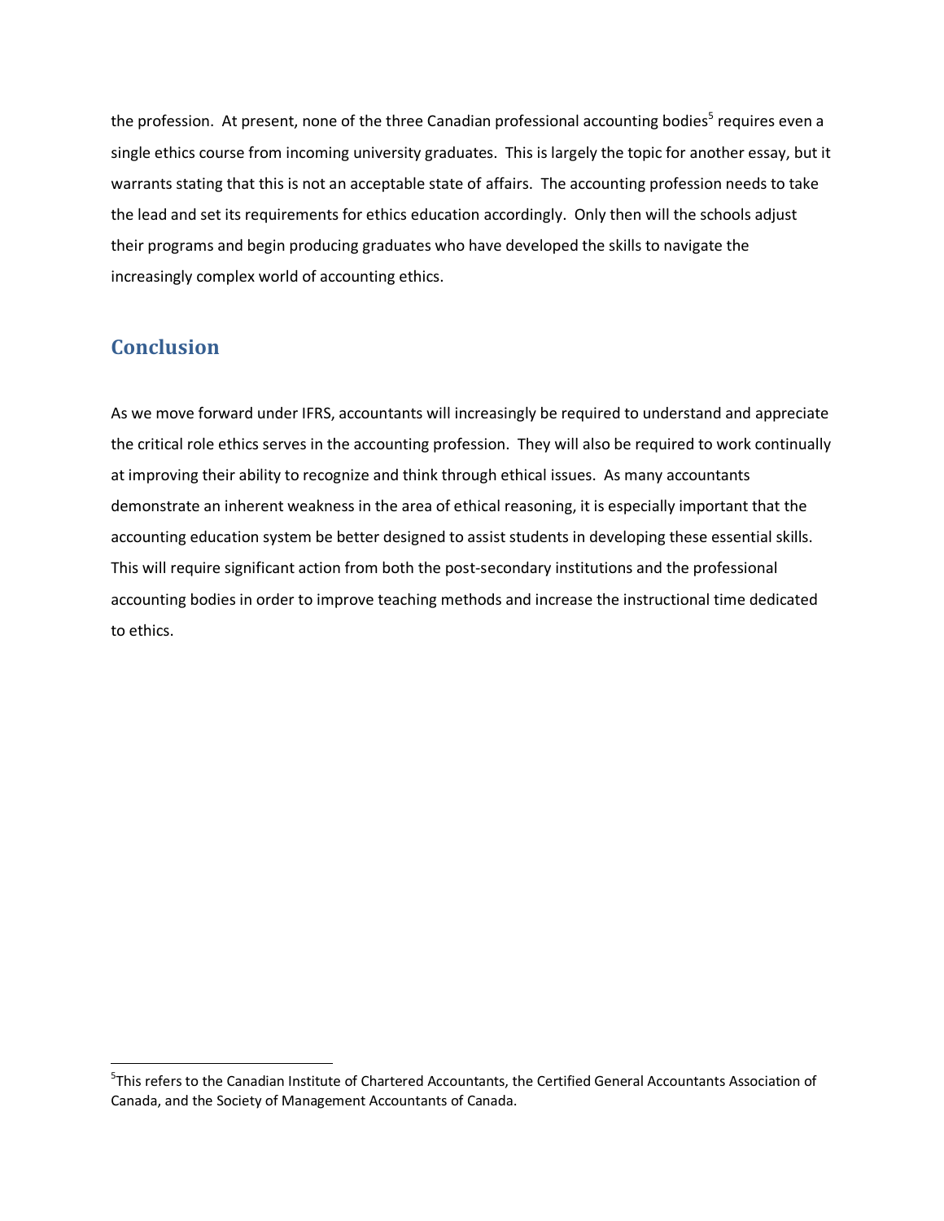the profession. At present, none of the three Canadian professional accounting bodies[5] requires even a single ethics course from incoming university graduates. This is largely the topic for another essay, but it warrants stating that this is not an acceptable state of affairs. The accounting profession needs to take the lead and set its requirements for ethics education accordingly. Only then will the schools adjust their programs and begin producing graduates who have developed the skills to navigate the increasingly complex world of accounting ethics.

## Conclusion

As we move forward under IFRS, accountants will increasingly be required to understand and appreciate the critical role ethics serves in the accounting profession. They will also be required to work continually at improving their ability to recognize and think through ethical issues. As many accountants demonstrate an inherent weakness in the area of ethical reasoning, it is especially important that the accounting education system be better designed to assist students in developing these essential skills. This will require significant action from both the post-secondary institutions and the professional accounting bodies in order to improve teaching methods and increase the instructional time dedicated to ethics.

---

[5]This refers to the Canadian Institute of Chartered Accountants, the Certified General Accountants Association of Canada, and the Society of Management Accountants of Canada.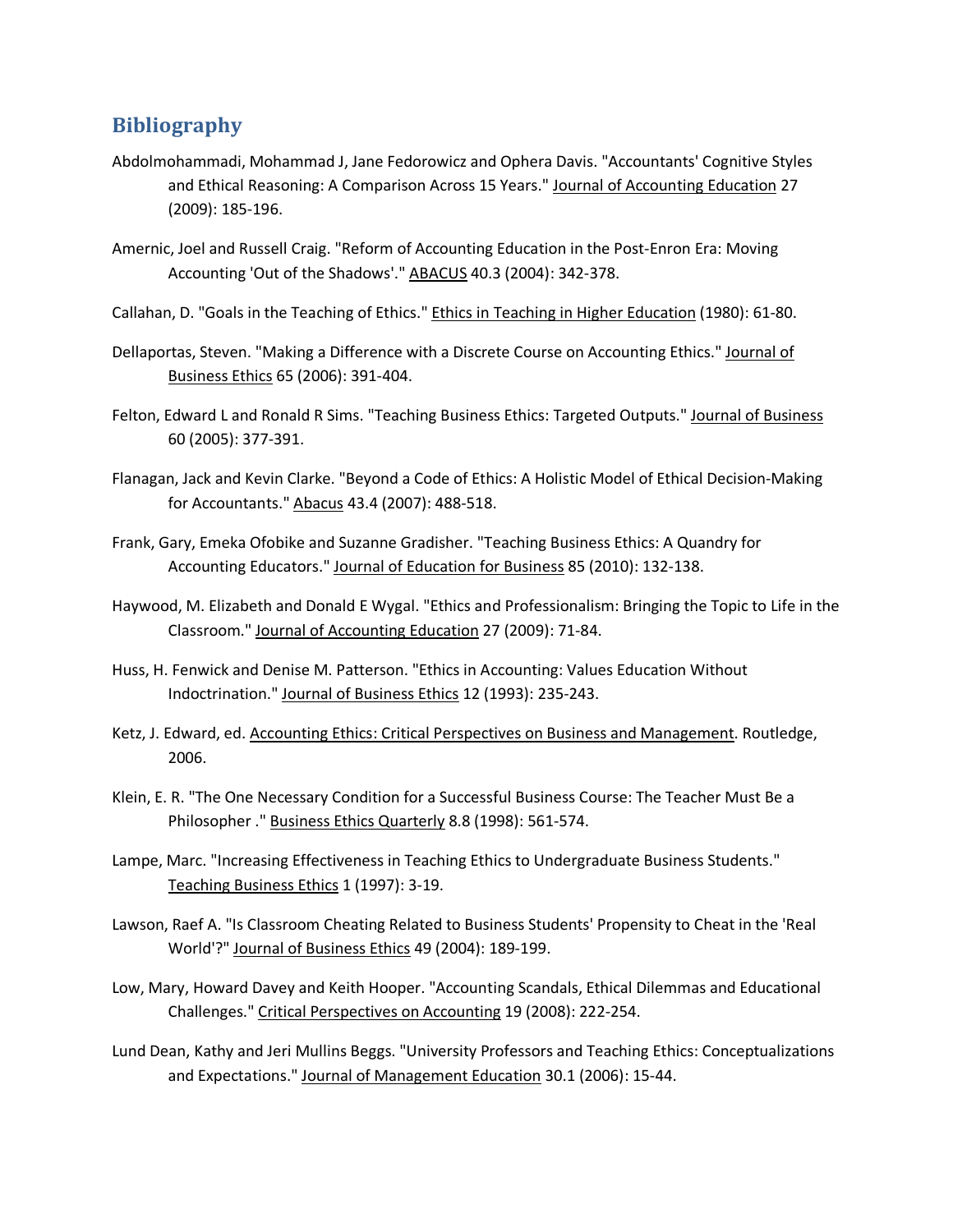## Bibliography

Abdolmohammadi, Mohammad J, Jane Fedorowicz and Ophera Davis. "Accountants' Cognitive Styles and Ethical Reasoning: A Comparison Across 15 Years." Journal of Accounting Education 27 (2009): 185-196.

Amernic, Joel and Russell Craig. "Reform of Accounting Education in the Post-Enron Era: Moving Accounting 'Out of the Shadows'." ABACUS 40.3 (2004): 342-378.

Callahan, D. "Goals in the Teaching of Ethics." Ethics in Teaching in Higher Education (1980): 61-80.

Dellaportas, Steven. "Making a Difference with a Discrete Course on Accounting Ethics." Journal of Business Ethics 65 (2006): 391-404.

Felton, Edward L and Ronald R Sims. "Teaching Business Ethics: Targeted Outputs." Journal of Business 60 (2005): 377-391.

Flanagan, Jack and Kevin Clarke. "Beyond a Code of Ethics: A Holistic Model of Ethical Decision-Making for Accountants." Abacus 43.4 (2007): 488-518.

Frank, Gary, Emeka Ofobike and Suzanne Gradisher. "Teaching Business Ethics: A Quandry for Accounting Educators." Journal of Education for Business 85 (2010): 132-138.

Haywood, M. Elizabeth and Donald E Wygal. "Ethics and Professionalism: Bringing the Topic to Life in the Classroom." Journal of Accounting Education 27 (2009): 71-84.

Huss, H. Fenwick and Denise M. Patterson. "Ethics in Accounting: Values Education Without Indoctrination." Journal of Business Ethics 12 (1993): 235-243.

Ketz, J. Edward, ed. Accounting Ethics: Critical Perspectives on Business and Management. Routledge, 2006.

Klein, E. R. "The One Necessary Condition for a Successful Business Course: The Teacher Must Be a Philosopher ." Business Ethics Quarterly 8.8 (1998): 561-574.

Lampe, Marc. "Increasing Effectiveness in Teaching Ethics to Undergraduate Business Students." Teaching Business Ethics 1 (1997): 3-19.

Lawson, Raef A. "Is Classroom Cheating Related to Business Students' Propensity to Cheat in the 'Real World'?" Journal of Business Ethics 49 (2004): 189-199.

Low, Mary, Howard Davey and Keith Hooper. "Accounting Scandals, Ethical Dilemmas and Educational Challenges." Critical Perspectives on Accounting 19 (2008): 222-254.

Lund Dean, Kathy and Jeri Mullins Beggs. "University Professors and Teaching Ethics: Conceptualizations and Expectations." Journal of Management Education 30.1 (2006): 15-44.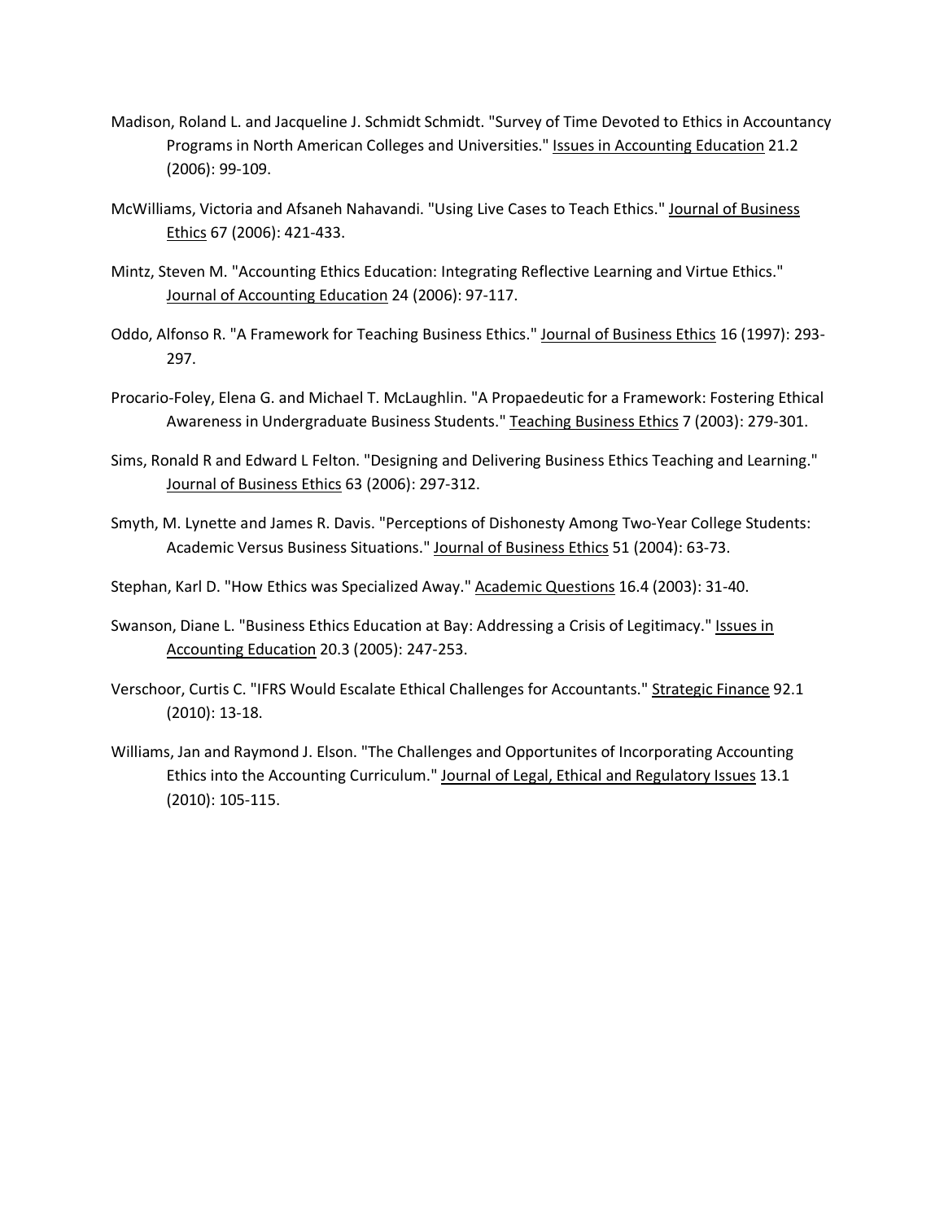Madison, Roland L. and Jacqueline J. Schmidt Schmidt. "Survey of Time Devoted to Ethics in Accountancy Programs in North American Colleges and Universities." Issues in Accounting Education 21.2 (2006): 99-109.

McWilliams, Victoria and Afsaneh Nahavandi. "Using Live Cases to Teach Ethics." Journal of Business Ethics 67 (2006): 421-433.

Mintz, Steven M. "Accounting Ethics Education: Integrating Reflective Learning and Virtue Ethics." Journal of Accounting Education 24 (2006): 97-117.

Oddo, Alfonso R. "A Framework for Teaching Business Ethics." Journal of Business Ethics 16 (1997): 293-297.

Procario-Foley, Elena G. and Michael T. McLaughlin. "A Propaedeutic for a Framework: Fostering Ethical Awareness in Undergraduate Business Students." Teaching Business Ethics 7 (2003): 279-301.

Sims, Ronald R and Edward L Felton. "Designing and Delivering Business Ethics Teaching and Learning." Journal of Business Ethics 63 (2006): 297-312.

Smyth, M. Lynette and James R. Davis. "Perceptions of Dishonesty Among Two-Year College Students: Academic Versus Business Situations." Journal of Business Ethics 51 (2004): 63-73.

Stephan, Karl D. "How Ethics was Specialized Away." Academic Questions 16.4 (2003): 31-40.

Swanson, Diane L. "Business Ethics Education at Bay: Addressing a Crisis of Legitimacy." Issues in Accounting Education 20.3 (2005): 247-253.

Verschoor, Curtis C. "IFRS Would Escalate Ethical Challenges for Accountants." Strategic Finance 92.1 (2010): 13-18.

Williams, Jan and Raymond J. Elson. "The Challenges and Opportunites of Incorporating Accounting Ethics into the Accounting Curriculum." Journal of Legal, Ethical and Regulatory Issues 13.1 (2010): 105-115.